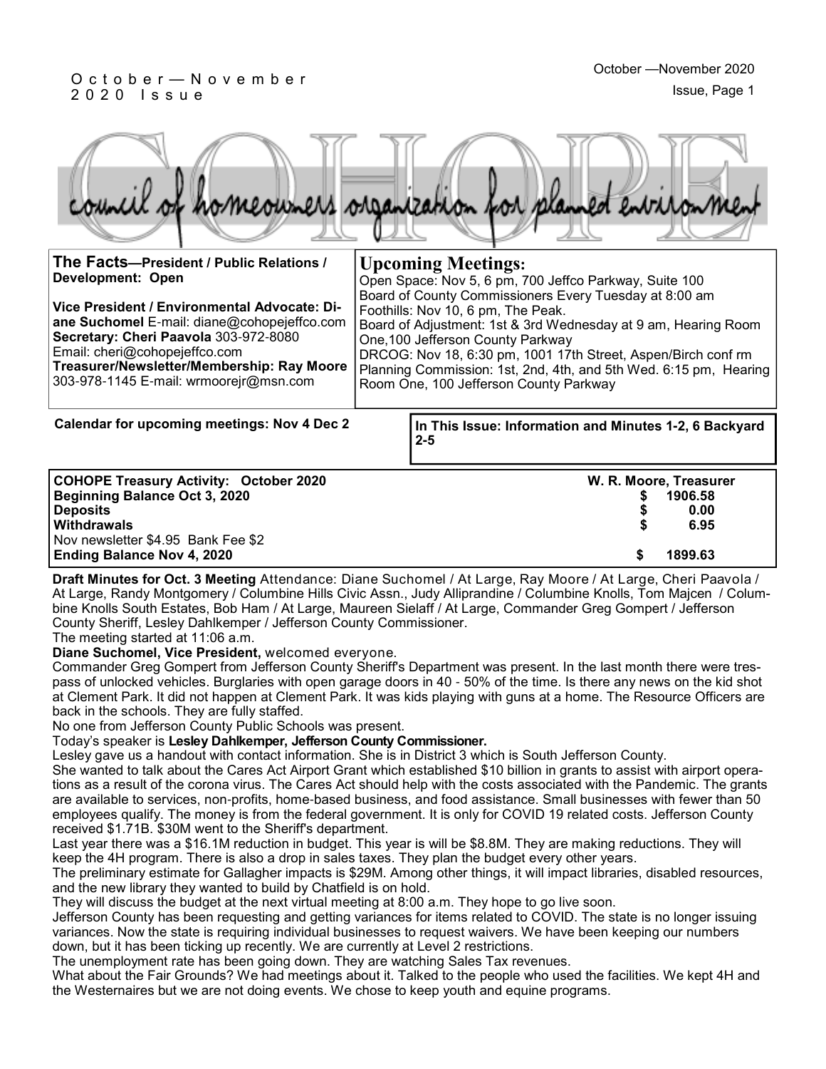# COHOPE

council of homeowners organization for planned environment

**The Facts—President / Public Relations / Development: Open**

**Vice President / Environmental Advocate: Diane Suchomel** E-mail: diane@cohopejeffco.com
**Secretary: Cheri Paavola** 303-972-8080
Email: cheri@cohopejeffco.com
**Treasurer/Newsletter/Membership: Ray Moore**
303-978-1145 E-mail: wrmoorejr@msn.com

## Upcoming Meetings:

Open Space: Nov 5, 6 pm, 700 Jeffco Parkway, Suite 100
Board of County Commissioners Every Tuesday at 8:00 am
Foothills: Nov 10, 6 pm, The Peak.
Board of Adjustment: 1st & 3rd Wednesday at 9 am, Hearing Room One,100 Jefferson County Parkway
DRCOG: Nov 18, 6:30 pm, 1001 17th Street, Aspen/Birch conf rm
Planning Commission: 1st, 2nd, 4th, and 5th Wed. 6:15 pm, Hearing Room One, 100 Jefferson County Parkway

**Calendar for upcoming meetings: Nov 4 Dec 2**

**In This Issue: Information and Minutes 1-2, 6 Backyard 2-5**

| **COHOPE Treasury Activity: October 2020** | **W. R. Moore, Treasurer** |
|---|---|
| **Beginning Balance Oct 3, 2020** | **$ 1906.58** |
| **Deposits** | **$ 0.00** |
| **Withdrawals** | **$ 6.95** |
| Nov newsletter $4.95 Bank Fee $2 | |
| **Ending Balance Nov 4, 2020** | **$ 1899.63** |

**Draft Minutes for Oct. 3 Meeting** Attendance: Diane Suchomel / At Large, Ray Moore / At Large, Cheri Paavola / At Large, Randy Montgomery / Columbine Hills Civic Assn., Judy Alliprandine / Columbine Knolls, Tom Majcen / Columbine Knolls South Estates, Bob Ham / At Large, Maureen Sielaff / At Large, Commander Greg Gompert / Jefferson County Sheriff, Lesley Dahlkemper / Jefferson County Commissioner.
The meeting started at 11:06 a.m.

**Diane Suchomel, Vice President,** welcomed everyone.

Commander Greg Gompert from Jefferson County Sheriff's Department was present. In the last month there were trespass of unlocked vehicles. Burglaries with open garage doors in 40 - 50% of the time. Is there any news on the kid shot at Clement Park. It did not happen at Clement Park. It was kids playing with guns at a home. The Resource Officers are back in the schools. They are fully staffed.

No one from Jefferson County Public Schools was present.

Today's speaker is **Lesley Dahlkemper, Jefferson County Commissioner.**

Lesley gave us a handout with contact information. She is in District 3 which is South Jefferson County.

She wanted to talk about the Cares Act Airport Grant which established $10 billion in grants to assist with airport operations as a result of the corona virus. The Cares Act should help with the costs associated with the Pandemic. The grants are available to services, non-profits, home-based business, and food assistance. Small businesses with fewer than 50 employees qualify. The money is from the federal government. It is only for COVID 19 related costs. Jefferson County received $1.71B. $30M went to the Sheriff's department.

Last year there was a $16.1M reduction in budget. This year is will be $8.8M. They are making reductions. They will keep the 4H program. There is also a drop in sales taxes. They plan the budget every other years.

The preliminary estimate for Gallagher impacts is $29M. Among other things, it will impact libraries, disabled resources, and the new library they wanted to build by Chatfield is on hold.

They will discuss the budget at the next virtual meeting at 8:00 a.m. They hope to go live soon.

Jefferson County has been requesting and getting variances for items related to COVID. The state is no longer issuing variances. Now the state is requiring individual businesses to request waivers. We have been keeping our numbers down, but it has been ticking up recently. We are currently at Level 2 restrictions.

The unemployment rate has been going down. They are watching Sales Tax revenues.

What about the Fair Grounds? We had meetings about it. Talked to the people who used the facilities. We kept 4H and the Westernaires but we are not doing events. We chose to keep youth and equine programs.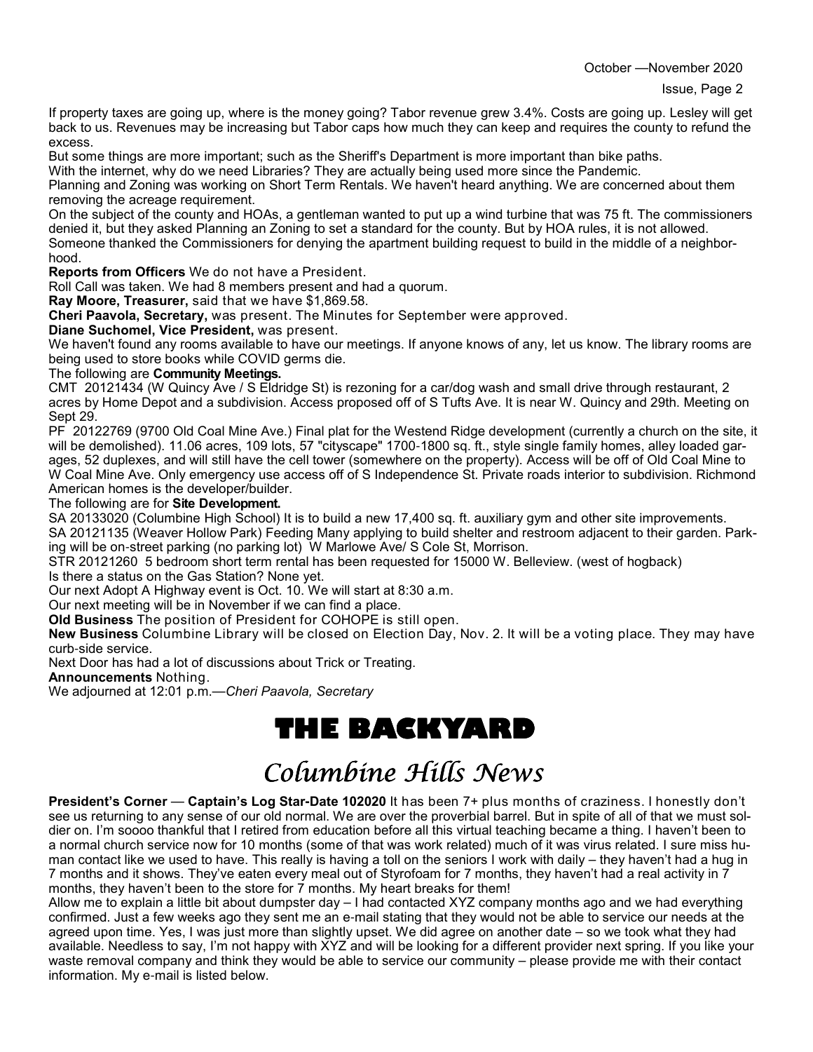If property taxes are going up, where is the money going? Tabor revenue grew 3.4%. Costs are going up. Lesley will get back to us. Revenues may be increasing but Tabor caps how much they can keep and requires the county to refund the excess.

But some things are more important; such as the Sheriff's Department is more important than bike paths.

With the internet, why do we need Libraries? They are actually being used more since the Pandemic.

Planning and Zoning was working on Short Term Rentals. We haven't heard anything. We are concerned about them removing the acreage requirement.

On the subject of the county and HOAs, a gentleman wanted to put up a wind turbine that was 75 ft. The commissioners denied it, but they asked Planning an Zoning to set a standard for the county. But by HOA rules, it is not allowed. Someone thanked the Commissioners for denying the apartment building request to build in the middle of a neighborhood.

**Reports from Officers** We do not have a President.

Roll Call was taken. We had 8 members present and had a quorum.

**Ray Moore, Treasurer,** said that we have $1,869.58.

**Cheri Paavola, Secretary,** was present. The Minutes for September were approved.

**Diane Suchomel, Vice President,** was present.

We haven't found any rooms available to have our meetings. If anyone knows of any, let us know. The library rooms are being used to store books while COVID germs die.

The following are **Community Meetings.**

CMT 20121434 (W Quincy Ave / S Eldridge St) is rezoning for a car/dog wash and small drive through restaurant, 2 acres by Home Depot and a subdivision. Access proposed off of S Tufts Ave. It is near W. Quincy and 29th. Meeting on Sept 29.

PF 20122769 (9700 Old Coal Mine Ave.) Final plat for the Westend Ridge development (currently a church on the site, it will be demolished). 11.06 acres, 109 lots, 57 "cityscape" 1700-1800 sq. ft., style single family homes, alley loaded garages, 52 duplexes, and will still have the cell tower (somewhere on the property). Access will be off of Old Coal Mine to W Coal Mine Ave. Only emergency use access off of S Independence St. Private roads interior to subdivision. Richmond American homes is the developer/builder.

The following are for **Site Development.**

SA 20133020 (Columbine High School) It is to build a new 17,400 sq. ft. auxiliary gym and other site improvements.

SA 20121135 (Weaver Hollow Park) Feeding Many applying to build shelter and restroom adjacent to their garden. Parking will be on-street parking (no parking lot) W Marlowe Ave/ S Cole St, Morrison.

STR 20121260 5 bedroom short term rental has been requested for 15000 W. Belleview. (west of hogback)

Is there a status on the Gas Station? None yet.

Our next Adopt A Highway event is Oct. 10. We will start at 8:30 a.m.

Our next meeting will be in November if we can find a place.

**Old Business** The position of President for COHOPE is still open.

**New Business** Columbine Library will be closed on Election Day, Nov. 2. It will be a voting place. They may have curb-side service.

Next Door has had a lot of discussions about Trick or Treating.

**Announcements** Nothing.

We adjourned at 12:01 p.m.—*Cheri Paavola, Secretary*

# THE BACKYARD

## *Columbine Hills News*

**President's Corner** — **Captain's Log Star-Date 102020** It has been 7+ plus months of craziness. I honestly don't see us returning to any sense of our old normal. We are over the proverbial barrel. But in spite of all of that we must soldier on. I'm soooo thankful that I retired from education before all this virtual teaching became a thing. I haven't been to a normal church service now for 10 months (some of that was work related) much of it was virus related. I sure miss human contact like we used to have. This really is having a toll on the seniors I work with daily – they haven't had a hug in 7 months and it shows. They've eaten every meal out of Styrofoam for 7 months, they haven't had a real activity in 7 months, they haven't been to the store for 7 months. My heart breaks for them!

Allow me to explain a little bit about dumpster day – I had contacted XYZ company months ago and we had everything confirmed. Just a few weeks ago they sent me an e-mail stating that they would not be able to service our needs at the agreed upon time. Yes, I was just more than slightly upset. We did agree on another date – so we took what they had available. Needless to say, I'm not happy with XYZ and will be looking for a different provider next spring. If you like your waste removal company and think they would be able to service our community – please provide me with their contact information. My e-mail is listed below.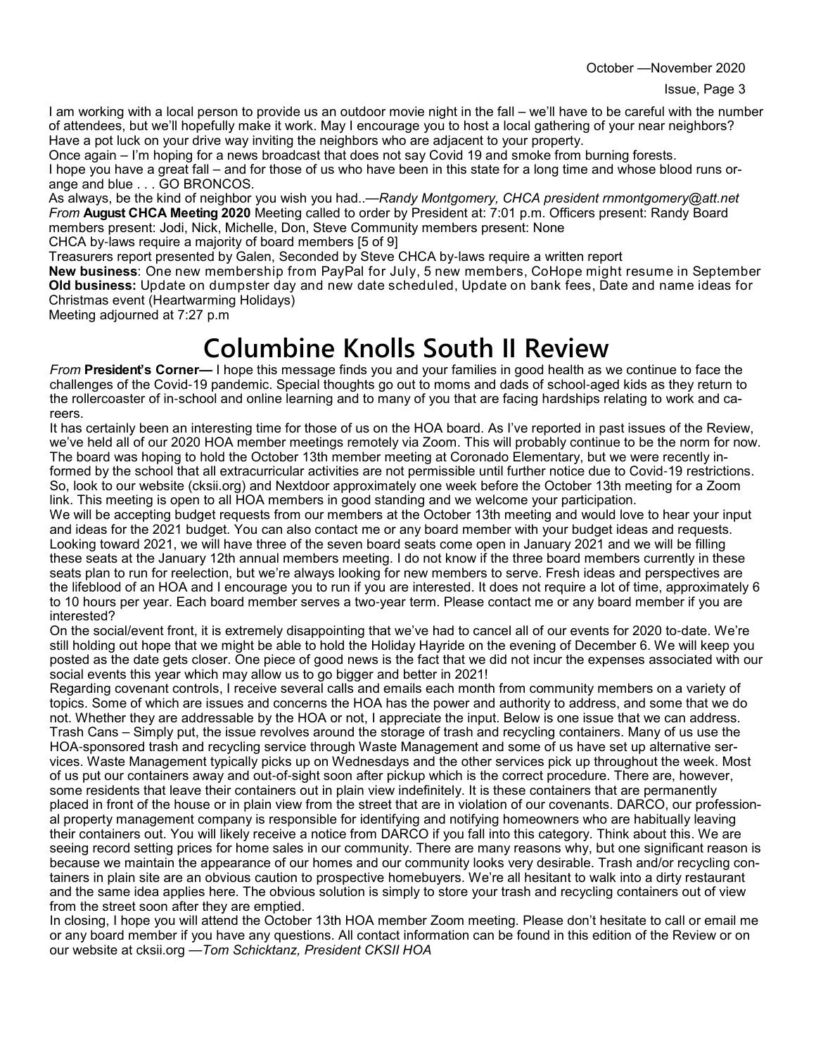I am working with a local person to provide us an outdoor movie night in the fall – we'll have to be careful with the number of attendees, but we'll hopefully make it work. May I encourage you to host a local gathering of your near neighbors? Have a pot luck on your drive way inviting the neighbors who are adjacent to your property.

Once again – I'm hoping for a news broadcast that does not say Covid 19 and smoke from burning forests.

I hope you have a great fall – and for those of us who have been in this state for a long time and whose blood runs orange and blue . . . GO BRONCOS.

As always, be the kind of neighbor you wish you had..—*Randy Montgomery, CHCA president rnmontgomery@att.net*

*From* **August CHCA Meeting 2020** Meeting called to order by President at: 7:01 p.m. Officers present: Randy Board members present: Jodi, Nick, Michelle, Don, Steve Community members present: None

CHCA by-laws require a majority of board members [5 of 9]

Treasurers report presented by Galen, Seconded by Steve CHCA by-laws require a written report

**New business**: One new membership from PayPal for July, 5 new members, CoHope might resume in September

**Old business:** Update on dumpster day and new date scheduled, Update on bank fees, Date and name ideas for Christmas event (Heartwarming Holidays)

Meeting adjourned at 7:27 p.m

# Columbine Knolls South II Review

*From* **President's Corner—** I hope this message finds you and your families in good health as we continue to face the challenges of the Covid-19 pandemic. Special thoughts go out to moms and dads of school-aged kids as they return to the rollercoaster of in-school and online learning and to many of you that are facing hardships relating to work and careers.

It has certainly been an interesting time for those of us on the HOA board. As I've reported in past issues of the Review, we've held all of our 2020 HOA member meetings remotely via Zoom. This will probably continue to be the norm for now. The board was hoping to hold the October 13th member meeting at Coronado Elementary, but we were recently informed by the school that all extracurricular activities are not permissible until further notice due to Covid-19 restrictions. So, look to our website (cksii.org) and Nextdoor approximately one week before the October 13th meeting for a Zoom link. This meeting is open to all HOA members in good standing and we welcome your participation.

We will be accepting budget requests from our members at the October 13th meeting and would love to hear your input and ideas for the 2021 budget. You can also contact me or any board member with your budget ideas and requests. Looking toward 2021, we will have three of the seven board seats come open in January 2021 and we will be filling these seats at the January 12th annual members meeting. I do not know if the three board members currently in these seats plan to run for reelection, but we're always looking for new members to serve. Fresh ideas and perspectives are the lifeblood of an HOA and I encourage you to run if you are interested. It does not require a lot of time, approximately 6 to 10 hours per year. Each board member serves a two-year term. Please contact me or any board member if you are interested?

On the social/event front, it is extremely disappointing that we've had to cancel all of our events for 2020 to-date. We're still holding out hope that we might be able to hold the Holiday Hayride on the evening of December 6. We will keep you posted as the date gets closer. One piece of good news is the fact that we did not incur the expenses associated with our social events this year which may allow us to go bigger and better in 2021!

Regarding covenant controls, I receive several calls and emails each month from community members on a variety of topics. Some of which are issues and concerns the HOA has the power and authority to address, and some that we do not. Whether they are addressable by the HOA or not, I appreciate the input. Below is one issue that we can address.

Trash Cans – Simply put, the issue revolves around the storage of trash and recycling containers. Many of us use the HOA-sponsored trash and recycling service through Waste Management and some of us have set up alternative services. Waste Management typically picks up on Wednesdays and the other services pick up throughout the week. Most of us put our containers away and out-of-sight soon after pickup which is the correct procedure. There are, however, some residents that leave their containers out in plain view indefinitely. It is these containers that are permanently placed in front of the house or in plain view from the street that are in violation of our covenants. DARCO, our professional property management company is responsible for identifying and notifying homeowners who are habitually leaving their containers out. You will likely receive a notice from DARCO if you fall into this category. Think about this. We are seeing record setting prices for home sales in our community. There are many reasons why, but one significant reason is because we maintain the appearance of our homes and our community looks very desirable. Trash and/or recycling containers in plain site are an obvious caution to prospective homebuyers. We're all hesitant to walk into a dirty restaurant and the same idea applies here. The obvious solution is simply to store your trash and recycling containers out of view from the street soon after they are emptied.

In closing, I hope you will attend the October 13th HOA member Zoom meeting. Please don't hesitate to call or email me or any board member if you have any questions. All contact information can be found in this edition of the Review or on our website at cksii.org —*Tom Schicktanz, President CKSII HOA*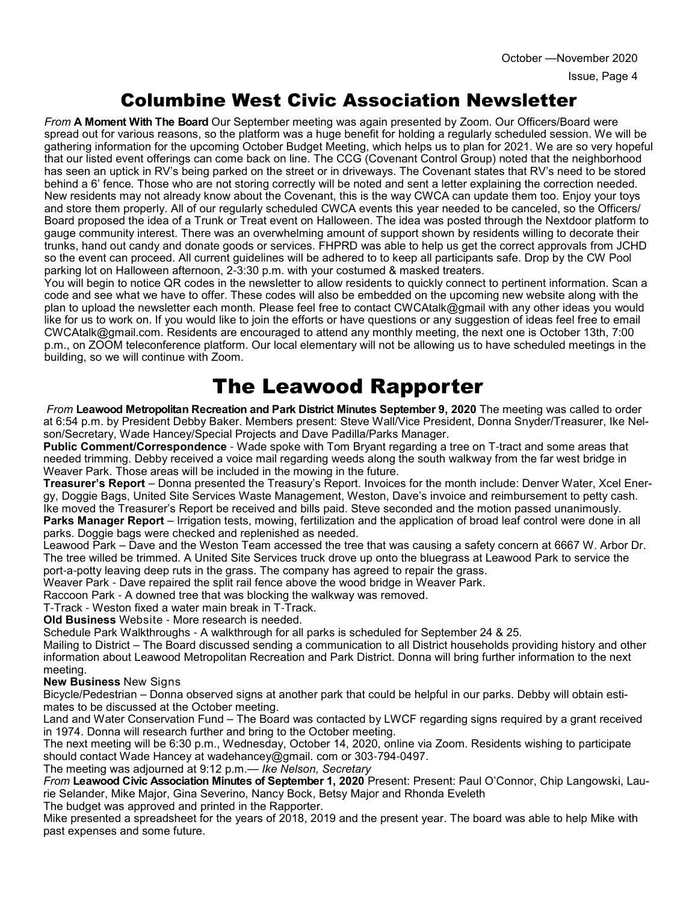# Columbine West Civic Association Newsletter

*From* **A Moment With The Board** Our September meeting was again presented by Zoom. Our Officers/Board were spread out for various reasons, so the platform was a huge benefit for holding a regularly scheduled session. We will be gathering information for the upcoming October Budget Meeting, which helps us to plan for 2021. We are so very hopeful that our listed event offerings can come back on line. The CCG (Covenant Control Group) noted that the neighborhood has seen an uptick in RV's being parked on the street or in driveways. The Covenant states that RV's need to be stored behind a 6' fence. Those who are not storing correctly will be noted and sent a letter explaining the correction needed. New residents may not already know about the Covenant, this is the way CWCA can update them too. Enjoy your toys and store them properly. All of our regularly scheduled CWCA events this year needed to be canceled, so the Officers/ Board proposed the idea of a Trunk or Treat event on Halloween. The idea was posted through the Nextdoor platform to gauge community interest. There was an overwhelming amount of support shown by residents willing to decorate their trunks, hand out candy and donate goods or services. FHPRD was able to help us get the correct approvals from JCHD so the event can proceed. All current guidelines will be adhered to to keep all participants safe. Drop by the CW Pool parking lot on Halloween afternoon, 2-3:30 p.m. with your costumed & masked treaters.

You will begin to notice QR codes in the newsletter to allow residents to quickly connect to pertinent information. Scan a code and see what we have to offer. These codes will also be embedded on the upcoming new website along with the plan to upload the newsletter each month. Please feel free to contact CWCAtalk@gmail with any other ideas you would like for us to work on. If you would like to join the efforts or have questions or any suggestion of ideas feel free to email CWCAtalk@gmail.com. Residents are encouraged to attend any monthly meeting, the next one is October 13th, 7:00 p.m., on ZOOM teleconference platform. Our local elementary will not be allowing us to have scheduled meetings in the building, so we will continue with Zoom.

# The Leawood Rapporter

*From* **Leawood Metropolitan Recreation and Park District Minutes September 9, 2020** The meeting was called to order at 6:54 p.m. by President Debby Baker. Members present: Steve Wall/Vice President, Donna Snyder/Treasurer, Ike Nelson/Secretary, Wade Hancey/Special Projects and Dave Padilla/Parks Manager.

**Public Comment/Correspondence** - Wade spoke with Tom Bryant regarding a tree on T-tract and some areas that needed trimming. Debby received a voice mail regarding weeds along the south walkway from the far west bridge in Weaver Park. Those areas will be included in the mowing in the future.

**Treasurer's Report** – Donna presented the Treasury's Report. Invoices for the month include: Denver Water, Xcel Energy, Doggie Bags, United Site Services Waste Management, Weston, Dave's invoice and reimbursement to petty cash. Ike moved the Treasurer's Report be received and bills paid. Steve seconded and the motion passed unanimously.

**Parks Manager Report** – Irrigation tests, mowing, fertilization and the application of broad leaf control were done in all parks. Doggie bags were checked and replenished as needed.

Leawood Park – Dave and the Weston Team accessed the tree that was causing a safety concern at 6667 W. Arbor Dr. The tree willed be trimmed. A United Site Services truck drove up onto the bluegrass at Leawood Park to service the port-a-potty leaving deep ruts in the grass. The company has agreed to repair the grass.

Weaver Park - Dave repaired the split rail fence above the wood bridge in Weaver Park.

Raccoon Park - A downed tree that was blocking the walkway was removed.

T-Track - Weston fixed a water main break in T-Track.

**Old Business** Website - More research is needed.

Schedule Park Walkthroughs - A walkthrough for all parks is scheduled for September 24 & 25.

Mailing to District – The Board discussed sending a communication to all District households providing history and other information about Leawood Metropolitan Recreation and Park District. Donna will bring further information to the next meeting.

**New Business** New Signs

Bicycle/Pedestrian – Donna observed signs at another park that could be helpful in our parks. Debby will obtain estimates to be discussed at the October meeting.

Land and Water Conservation Fund – The Board was contacted by LWCF regarding signs required by a grant received in 1974. Donna will research further and bring to the October meeting.

The next meeting will be 6:30 p.m., Wednesday, October 14, 2020, online via Zoom. Residents wishing to participate should contact Wade Hancey at wadehancey@gmail. com or 303-794-0497.

The meeting was adjourned at 9:12 p.m.— *Ike Nelson, Secretary*

*From* **Leawood Civic Association Minutes of September 1, 2020** Present: Present: Paul O'Connor, Chip Langowski, Laurie Selander, Mike Major, Gina Severino, Nancy Bock, Betsy Major and Rhonda Eveleth

The budget was approved and printed in the Rapporter.

Mike presented a spreadsheet for the years of 2018, 2019 and the present year. The board was able to help Mike with past expenses and some future.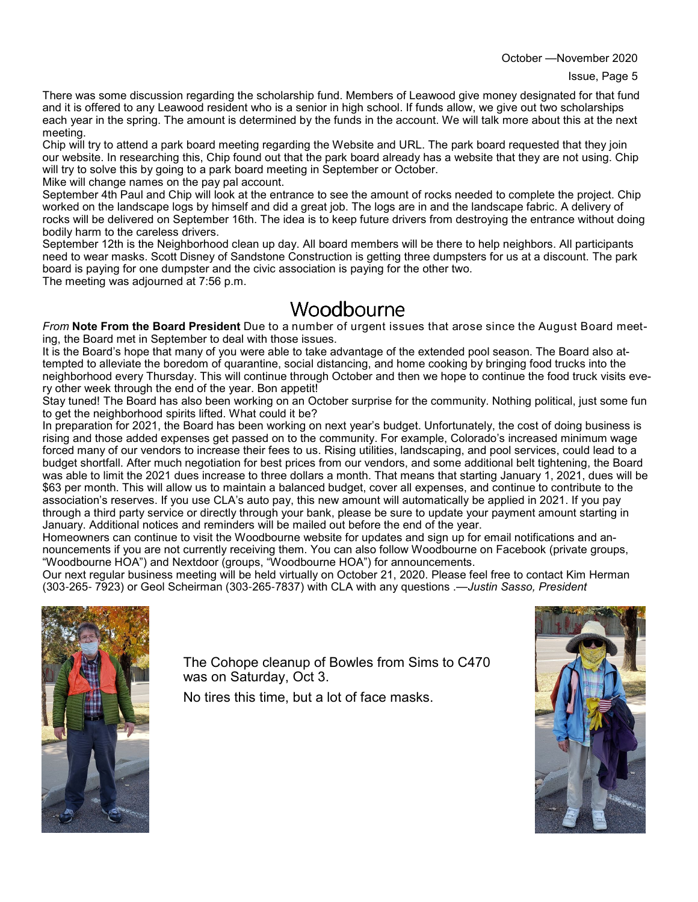There was some discussion regarding the scholarship fund. Members of Leawood give money designated for that fund and it is offered to any Leawood resident who is a senior in high school. If funds allow, we give out two scholarships each year in the spring. The amount is determined by the funds in the account. We will talk more about this at the next meeting.

Chip will try to attend a park board meeting regarding the Website and URL. The park board requested that they join our website. In researching this, Chip found out that the park board already has a website that they are not using. Chip will try to solve this by going to a park board meeting in September or October.

Mike will change names on the pay pal account.

September 4th Paul and Chip will look at the entrance to see the amount of rocks needed to complete the project. Chip worked on the landscape logs by himself and did a great job. The logs are in and the landscape fabric. A delivery of rocks will be delivered on September 16th. The idea is to keep future drivers from destroying the entrance without doing bodily harm to the careless drivers.

September 12th is the Neighborhood clean up day. All board members will be there to help neighbors. All participants need to wear masks. Scott Disney of Sandstone Construction is getting three dumpsters for us at a discount. The park board is paying for one dumpster and the civic association is paying for the other two.

The meeting was adjourned at 7:56 p.m.

# Woodbourne

*From* **Note From the Board President** Due to a number of urgent issues that arose since the August Board meeting, the Board met in September to deal with those issues.

It is the Board's hope that many of you were able to take advantage of the extended pool season. The Board also attempted to alleviate the boredom of quarantine, social distancing, and home cooking by bringing food trucks into the neighborhood every Thursday. This will continue through October and then we hope to continue the food truck visits every other week through the end of the year. Bon appetit!

Stay tuned! The Board has also been working on an October surprise for the community. Nothing political, just some fun to get the neighborhood spirits lifted. What could it be?

In preparation for 2021, the Board has been working on next year's budget. Unfortunately, the cost of doing business is rising and those added expenses get passed on to the community. For example, Colorado's increased minimum wage forced many of our vendors to increase their fees to us. Rising utilities, landscaping, and pool services, could lead to a budget shortfall. After much negotiation for best prices from our vendors, and some additional belt tightening, the Board was able to limit the 2021 dues increase to three dollars a month. That means that starting January 1, 2021, dues will be $63 per month. This will allow us to maintain a balanced budget, cover all expenses, and continue to contribute to the association's reserves. If you use CLA's auto pay, this new amount will automatically be applied in 2021. If you pay through a third party service or directly through your bank, please be sure to update your payment amount starting in January. Additional notices and reminders will be mailed out before the end of the year.

Homeowners can continue to visit the Woodbourne website for updates and sign up for email notifications and announcements if you are not currently receiving them. You can also follow Woodbourne on Facebook (private groups, "Woodbourne HOA") and Nextdoor (groups, "Woodbourne HOA") for announcements.

Our next regular business meeting will be held virtually on October 21, 2020. Please feel free to contact Kim Herman (303-265- 7923) or Geol Scheirman (303-265-7837) with CLA with any questions .—*Justin Sasso, President*

The Cohope cleanup of Bowles from Sims to C470 was on Saturday, Oct 3.

No tires this time, but a lot of face masks.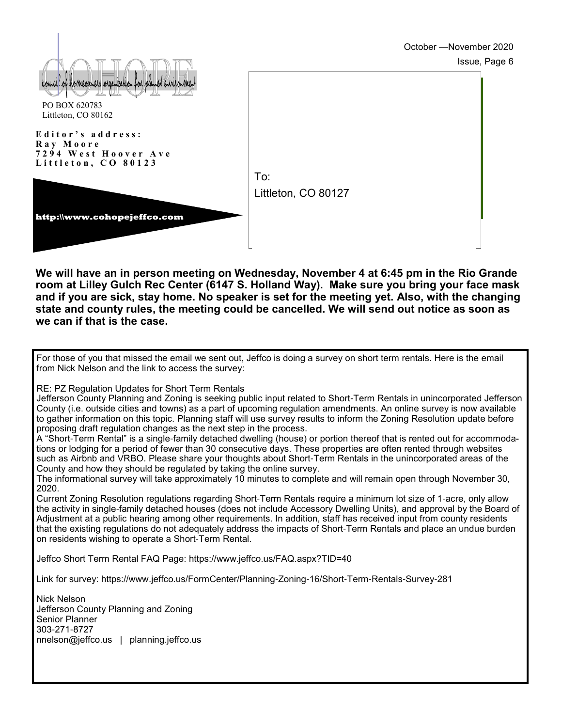COHOPE

council of homeowners organization for planned environment

PO BOX 620783
Littleton, CO 80162

**Editor's address:**
**Ray Moore**
**7294 West Hoover Ave**
**Littleton, CO 80123**

**http:\\www.cohopejeffco.com**

To:
Littleton, CO 80127

**We will have an in person meeting on Wednesday, November 4 at 6:45 pm in the Rio Grande room at Lilley Gulch Rec Center (6147 S. Holland Way). Make sure you bring your face mask and if you are sick, stay home. No speaker is set for the meeting yet. Also, with the changing state and county rules, the meeting could be cancelled. We will send out notice as soon as we can if that is the case.**

For those of you that missed the email we sent out, Jeffco is doing a survey on short term rentals. Here is the email from Nick Nelson and the link to access the survey:

RE: PZ Regulation Updates for Short Term Rentals

Jefferson County Planning and Zoning is seeking public input related to Short-Term Rentals in unincorporated Jefferson County (i.e. outside cities and towns) as a part of upcoming regulation amendments. An online survey is now available to gather information on this topic. Planning staff will use survey results to inform the Zoning Resolution update before proposing draft regulation changes as the next step in the process.

A "Short-Term Rental" is a single-family detached dwelling (house) or portion thereof that is rented out for accommodations or lodging for a period of fewer than 30 consecutive days. These properties are often rented through websites such as Airbnb and VRBO. Please share your thoughts about Short-Term Rentals in the unincorporated areas of the County and how they should be regulated by taking the online survey.

The informational survey will take approximately 10 minutes to complete and will remain open through November 30, 2020.

Current Zoning Resolution regulations regarding Short-Term Rentals require a minimum lot size of 1-acre, only allow the activity in single-family detached houses (does not include Accessory Dwelling Units), and approval by the Board of Adjustment at a public hearing among other requirements. In addition, staff has received input from county residents that the existing regulations do not adequately address the impacts of Short-Term Rentals and place an undue burden on residents wishing to operate a Short-Term Rental.

Jeffco Short Term Rental FAQ Page: https://www.jeffco.us/FAQ.aspx?TID=40

Link for survey: https://www.jeffco.us/FormCenter/Planning-Zoning-16/Short-Term-Rentals-Survey-281

Nick Nelson
Jefferson County Planning and Zoning
Senior Planner
303-271-8727
nnelson@jeffco.us | planning.jeffco.us